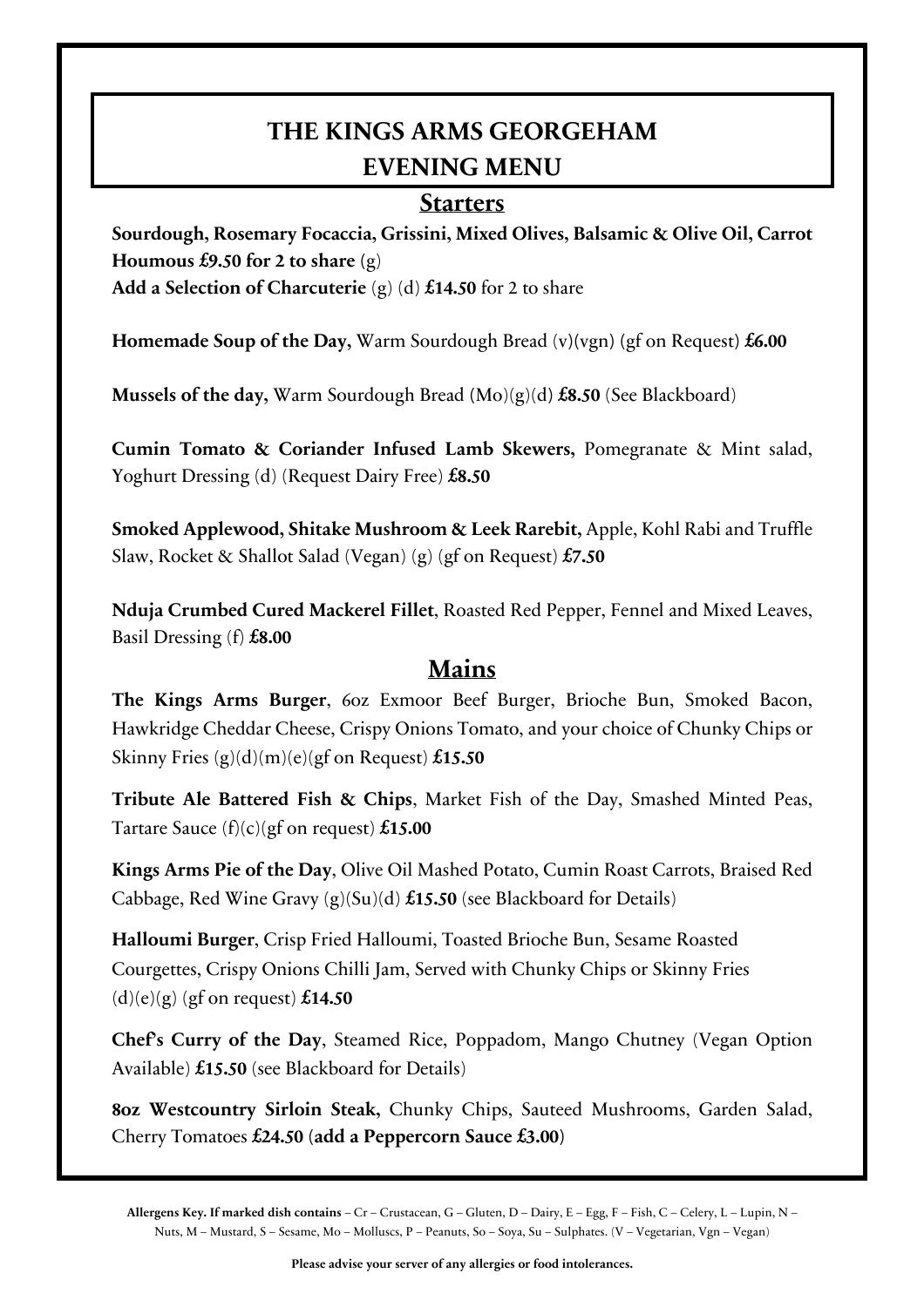# THE KINGS ARMS GEORGEHAM
# EVENING MENU

## Starters

**Sourdough, Rosemary Focaccia, Grissini, Mixed Olives, Balsamic & Olive Oil, Carrot Houmous £9.50 for 2 to share** (g)
**Add a Selection of Charcuterie** (g) (d) **£14.50** for 2 to share

**Homemade Soup of the Day,** Warm Sourdough Bread (v)(vgn) (gf on Request) **£6.00**

**Mussels of the day,** Warm Sourdough Bread (Mo)(g)(d) **£8.50** (See Blackboard)

**Cumin Tomato & Coriander Infused Lamb Skewers,** Pomegranate & Mint salad, Yoghurt Dressing (d) (Request Dairy Free) **£8.50**

**Smoked Applewood, Shitake Mushroom & Leek Rarebit,** Apple, Kohl Rabi and Truffle Slaw, Rocket & Shallot Salad (Vegan) (g) (gf on Request) **£7.50**

**Nduja Crumbed Cured Mackerel Fillet**, Roasted Red Pepper, Fennel and Mixed Leaves, Basil Dressing (f) **£8.00**

## Mains

**The Kings Arms Burger**, 6oz Exmoor Beef Burger, Brioche Bun, Smoked Bacon, Hawkridge Cheddar Cheese, Crispy Onions Tomato, and your choice of Chunky Chips or Skinny Fries (g)(d)(m)(e)(gf on Request) **£15.50**

**Tribute Ale Battered Fish & Chips**, Market Fish of the Day, Smashed Minted Peas, Tartare Sauce (f)(c)(gf on request) **£15.00**

**Kings Arms Pie of the Day**, Olive Oil Mashed Potato, Cumin Roast Carrots, Braised Red Cabbage, Red Wine Gravy (g)(Su)(d) **£15.50** (see Blackboard for Details)

**Halloumi Burger**, Crisp Fried Halloumi, Toasted Brioche Bun, Sesame Roasted Courgettes, Crispy Onions Chilli Jam, Served with Chunky Chips or Skinny Fries (d)(e)(g) (gf on request) **£14.50**

**Chef's Curry of the Day**, Steamed Rice, Poppadom, Mango Chutney (Vegan Option Available) **£15.50** (see Blackboard for Details)

**8oz Westcountry Sirloin Steak,** Chunky Chips, Sauteed Mushrooms, Garden Salad, Cherry Tomatoes **£24.50** (**add a Peppercorn Sauce £3.00**)

**Allergens Key. If marked dish contains** – Cr – Crustacean, G – Gluten, D – Dairy, E – Egg, F – Fish, C – Celery, L – Lupin, N – Nuts, M – Mustard, S – Sesame, Mo – Molluscs, P – Peanuts, So – Soya, Su – Sulphates. (V – Vegetarian, Vgn – Vegan)

**Please advise your server of any allergies or food intolerances.**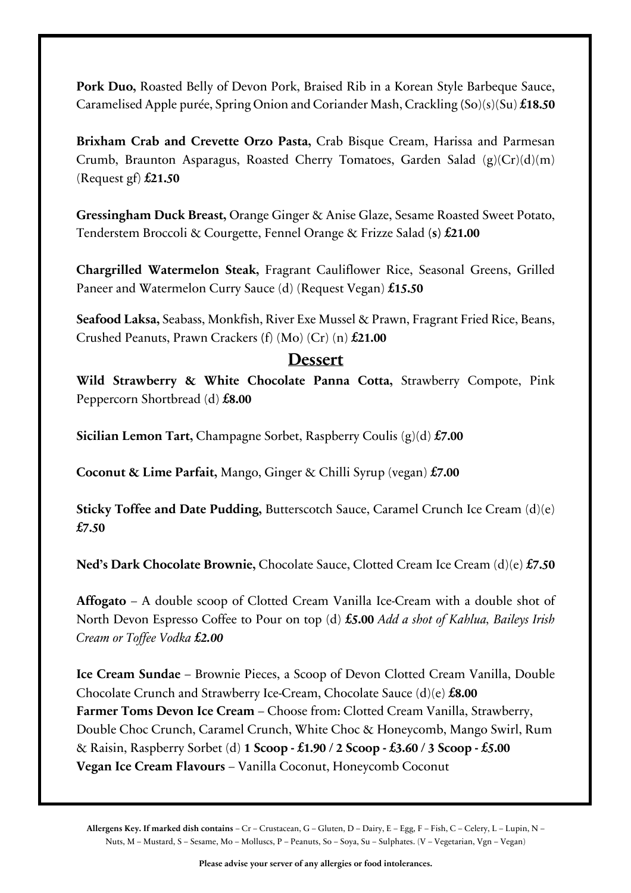**Pork Duo,** Roasted Belly of Devon Pork, Braised Rib in a Korean Style Barbeque Sauce, Caramelised Apple purée, Spring Onion and Coriander Mash, Crackling (So)(s)(Su) **£18.50**

**Brixham Crab and Crevette Orzo Pasta,** Crab Bisque Cream, Harissa and Parmesan Crumb, Braunton Asparagus, Roasted Cherry Tomatoes, Garden Salad (g)(Cr)(d)(m) (Request gf) **£21.50**

**Gressingham Duck Breast,** Orange Ginger & Anise Glaze, Sesame Roasted Sweet Potato, Tenderstem Broccoli & Courgette, Fennel Orange & Frizze Salad (s) **£21.00**

**Chargrilled Watermelon Steak,** Fragrant Cauliflower Rice, Seasonal Greens, Grilled Paneer and Watermelon Curry Sauce (d) (Request Vegan) **£15.50**

**Seafood Laksa,** Seabass, Monkfish, River Exe Mussel & Prawn, Fragrant Fried Rice, Beans, Crushed Peanuts, Prawn Crackers (f) (Mo) (Cr) (n) **£21.00**

## Dessert

**Wild Strawberry & White Chocolate Panna Cotta,** Strawberry Compote, Pink Peppercorn Shortbread (d) **£8.00**

**Sicilian Lemon Tart,** Champagne Sorbet, Raspberry Coulis (g)(d) **£7.00**

**Coconut & Lime Parfait,** Mango, Ginger & Chilli Syrup (vegan) **£7.00**

**Sticky Toffee and Date Pudding,** Butterscotch Sauce, Caramel Crunch Ice Cream (d)(e) **£7.50**

**Ned's Dark Chocolate Brownie,** Chocolate Sauce, Clotted Cream Ice Cream (d)(e) **£7.50**

**Affogato** – A double scoop of Clotted Cream Vanilla Ice-Cream with a double shot of North Devon Espresso Coffee to Pour on top (d) **£5.00** *Add a shot of Kahlua, Baileys Irish Cream or Toffee Vodka* ***£2.00***

**Ice Cream Sundae** – Brownie Pieces, a Scoop of Devon Clotted Cream Vanilla, Double Chocolate Crunch and Strawberry Ice-Cream, Chocolate Sauce (d)(e) **£8.00**
**Farmer Toms Devon Ice Cream** – Choose from: Clotted Cream Vanilla, Strawberry, Double Choc Crunch, Caramel Crunch, White Choc & Honeycomb, Mango Swirl, Rum & Raisin, Raspberry Sorbet (d) **1 Scoop - £1.90 / 2 Scoop - £3.60 / 3 Scoop - £5.00**
**Vegan Ice Cream Flavours** – Vanilla Coconut, Honeycomb Coconut

**Allergens Key. If marked dish contains** – Cr – Crustacean, G – Gluten, D – Dairy, E – Egg, F – Fish, C – Celery, L – Lupin, N – Nuts, M – Mustard, S – Sesame, Mo – Molluscs, P – Peanuts, So – Soya, Su – Sulphates. (V – Vegetarian, Vgn – Vegan)

**Please advise your server of any allergies or food intolerances.**